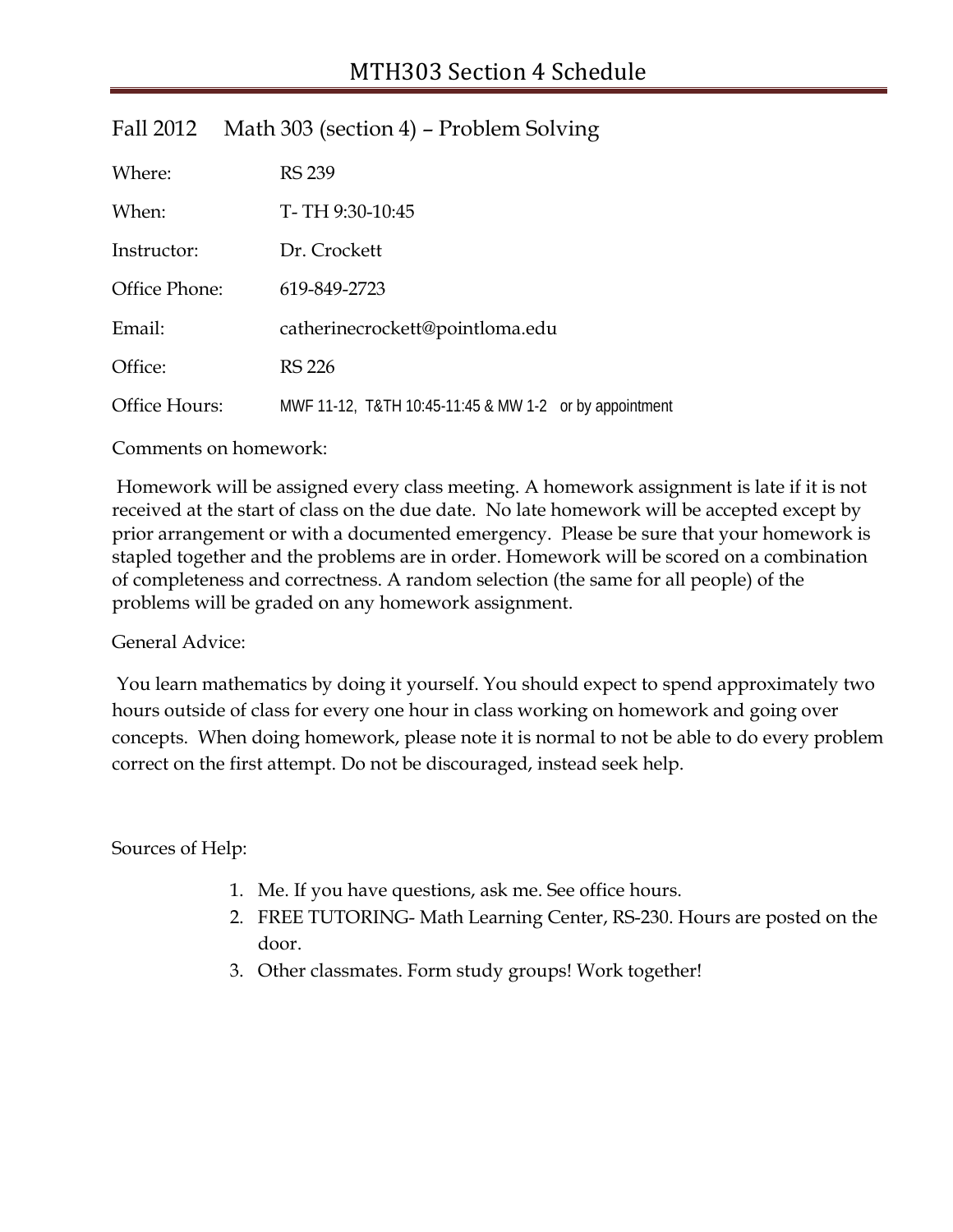# MTH303 Section 4 Schedule

## Fall 2012 Math 303 (section 4) – Problem Solving

| | |
|---|---|
| Where: | RS 239 |
| When: | T- TH 9:30-10:45 |
| Instructor: | Dr. Crockett |
| Office Phone: | 619-849-2723 |
| Email: | catherinecrockett@pointloma.edu |
| Office: | RS 226 |
| Office Hours: | MWF 11-12, T&TH 10:45-11:45 & MW 1-2 or by appointment |

Comments on homework:

Homework will be assigned every class meeting. A homework assignment is late if it is not received at the start of class on the due date. No late homework will be accepted except by prior arrangement or with a documented emergency. Please be sure that your homework is stapled together and the problems are in order. Homework will be scored on a combination of completeness and correctness. A random selection (the same for all people) of the problems will be graded on any homework assignment.

General Advice:

You learn mathematics by doing it yourself. You should expect to spend approximately two hours outside of class for every one hour in class working on homework and going over concepts. When doing homework, please note it is normal to not be able to do every problem correct on the first attempt. Do not be discouraged, instead seek help.

Sources of Help:

1. Me. If you have questions, ask me. See office hours.
2. FREE TUTORING- Math Learning Center, RS-230. Hours are posted on the door.
3. Other classmates. Form study groups! Work together!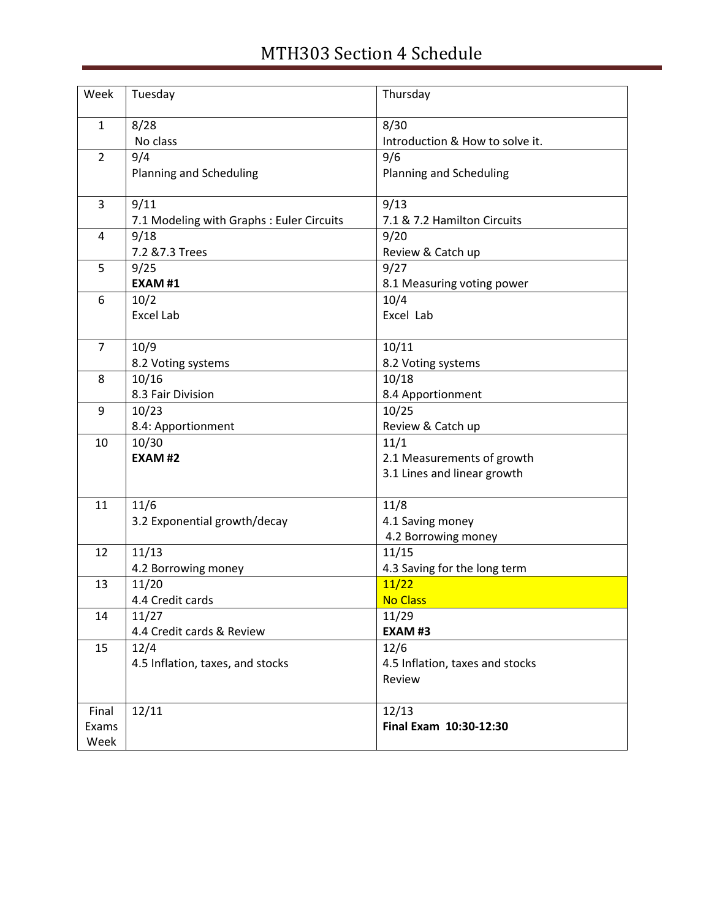# MTH303 Section 4 Schedule

| Week | Tuesday | Thursday |
|---|---|---|
| 1 | 8/28<br>No class | 8/30<br>Introduction & How to solve it. |
| 2 | 9/4<br>Planning and Scheduling | 9/6<br>Planning and Scheduling |
| 3 | 9/11<br>7.1 Modeling with Graphs : Euler Circuits | 9/13<br>7.1 & 7.2 Hamilton Circuits |
| 4 | 9/18<br>7.2 &7.3 Trees | 9/20<br>Review & Catch up |
| 5 | 9/25<br>**EXAM #1** | 9/27<br>8.1 Measuring voting power |
| 6 | 10/2<br>Excel Lab | 10/4<br>Excel Lab |
| 7 | 10/9<br>8.2 Voting systems | 10/11<br>8.2 Voting systems |
| 8 | 10/16<br>8.3 Fair Division | 10/18<br>8.4 Apportionment |
| 9 | 10/23<br>8.4: Apportionment | 10/25<br>Review & Catch up |
| 10 | 10/30<br>**EXAM #2** | 11/1<br>2.1 Measurements of growth<br>3.1 Lines and linear growth |
| 11 | 11/6<br>3.2 Exponential growth/decay | 11/8<br>4.1 Saving money<br>4.2 Borrowing money |
| 12 | 11/13<br>4.2 Borrowing money | 11/15<br>4.3 Saving for the long term |
| 13 | 11/20<br>4.4 Credit cards | 11/22<br>No Class |
| 14 | 11/27<br>4.4 Credit cards & Review | 11/29<br>**EXAM #3** |
| 15 | 12/4<br>4.5 Inflation, taxes, and stocks | 12/6<br>4.5 Inflation, taxes and stocks<br>Review |
| Final Exams Week | 12/11 | 12/13<br>**Final Exam 10:30-12:30** |